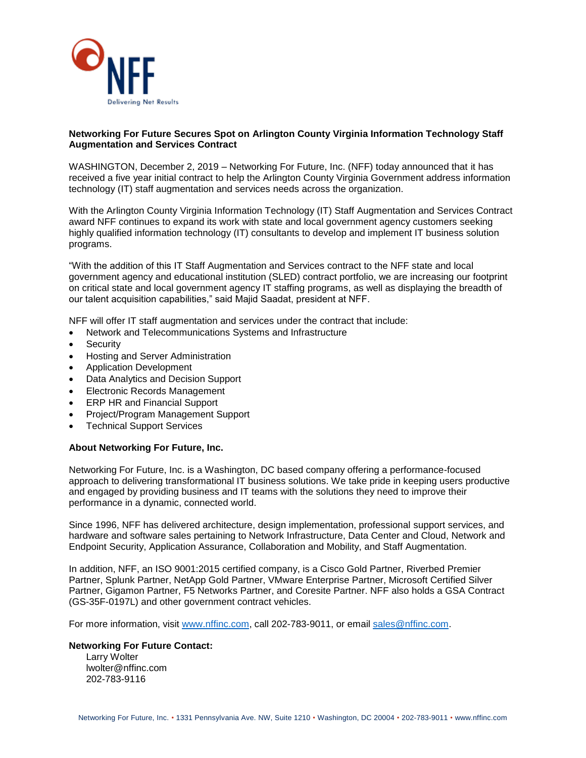NFF

Delivering Net Results

**Networking For Future Secures Spot on Arlington County Virginia Information Technology Staff Augmentation and Services Contract**

WASHINGTON, December 2, 2019 – Networking For Future, Inc. (NFF) today announced that it has received a five year initial contract to help the Arlington County Virginia Government address information technology (IT) staff augmentation and services needs across the organization.

With the Arlington County Virginia Information Technology (IT) Staff Augmentation and Services Contract award NFF continues to expand its work with state and local government agency customers seeking highly qualified information technology (IT) consultants to develop and implement IT business solution programs.

“With the addition of this IT Staff Augmentation and Services contract to the NFF state and local government agency and educational institution (SLED) contract portfolio, we are increasing our footprint on critical state and local government agency IT staffing programs, as well as displaying the breadth of our talent acquisition capabilities,” said Majid Saadat, president at NFF.

NFF will offer IT staff augmentation and services under the contract that include:

- Network and Telecommunications Systems and Infrastructure
- Security
- Hosting and Server Administration
- Application Development
- Data Analytics and Decision Support
- Electronic Records Management
- ERP HR and Financial Support
- Project/Program Management Support
- Technical Support Services

**About Networking For Future, Inc.**

Networking For Future, Inc. is a Washington, DC based company offering a performance-focused approach to delivering transformational IT business solutions. We take pride in keeping users productive and engaged by providing business and IT teams with the solutions they need to improve their performance in a dynamic, connected world.

Since 1996, NFF has delivered architecture, design implementation, professional support services, and hardware and software sales pertaining to Network Infrastructure, Data Center and Cloud, Network and Endpoint Security, Application Assurance, Collaboration and Mobility, and Staff Augmentation.

In addition, NFF, an ISO 9001:2015 certified company, is a Cisco Gold Partner, Riverbed Premier Partner, Splunk Partner, NetApp Gold Partner, VMware Enterprise Partner, Microsoft Certified Silver Partner, Gigamon Partner, F5 Networks Partner, and Coresite Partner. NFF also holds a GSA Contract (GS-35F-0197L) and other government contract vehicles.

For more information, visit www.nffinc.com, call 202-783-9011, or email sales@nffinc.com.

**Networking For Future Contact:**

Larry Wolter
lwolter@nffinc.com
202-783-9116

Networking For Future, Inc. • 1331 Pennsylvania Ave. NW, Suite 1210 • Washington, DC 20004 • 202-783-9011 • www.nffinc.com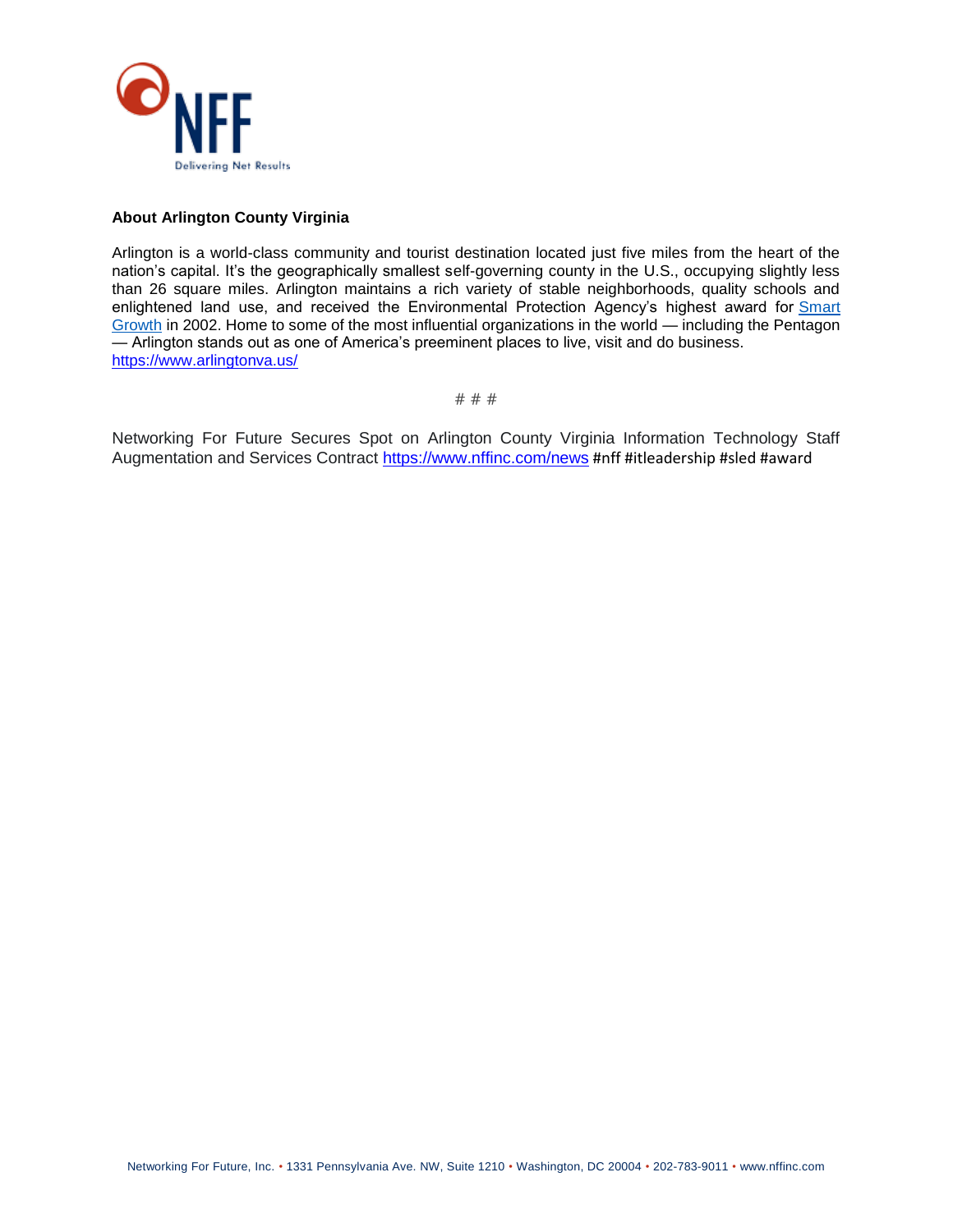**About Arlington County Virginia**

Arlington is a world-class community and tourist destination located just five miles from the heart of the nation's capital. It's the geographically smallest self-governing county in the U.S., occupying slightly less than 26 square miles. Arlington maintains a rich variety of stable neighborhoods, quality schools and enlightened land use, and received the Environmental Protection Agency's highest award for Smart Growth in 2002. Home to some of the most influential organizations in the world — including the Pentagon — Arlington stands out as one of America's preeminent places to live, visit and do business. https://www.arlingtonva.us/

# # #

Networking For Future Secures Spot on Arlington County Virginia Information Technology Staff Augmentation and Services Contract https://www.nffinc.com/news #nff #itleadership #sled #award